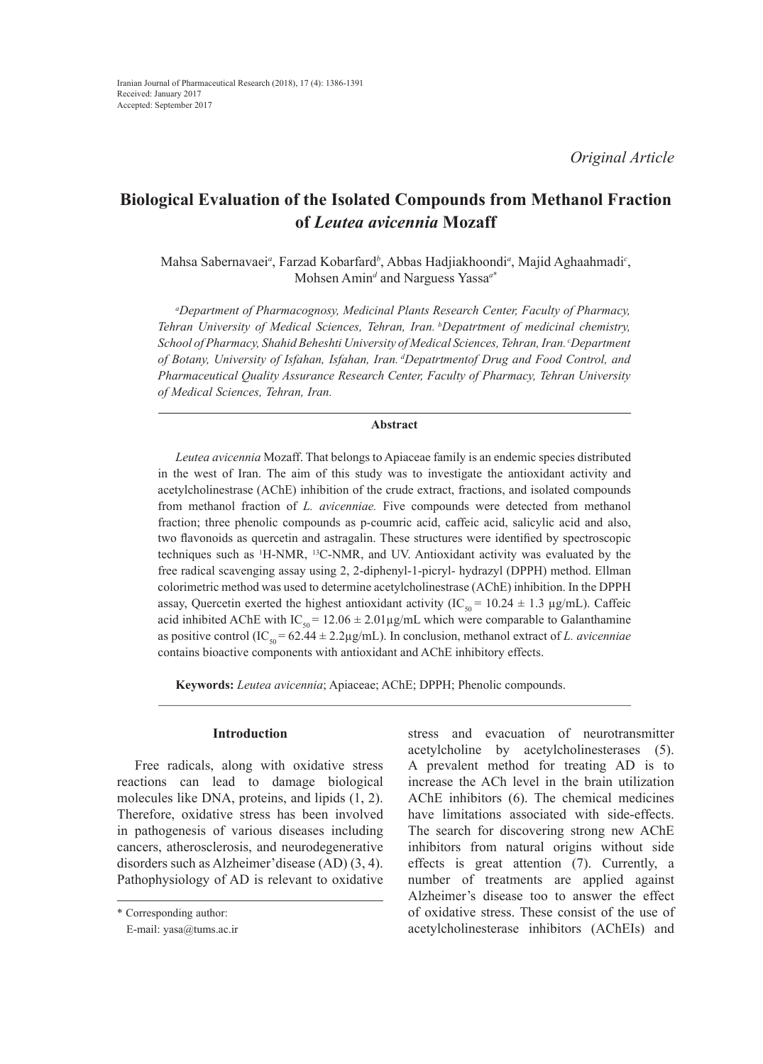*Original Article*

# Biological Evaluation of the Isolated Compounds from Methanol Fraction of *Leutea avicennia* Mozaff

Mahsa Sabernavaei[a], Farzad Kobarfard[b], Abbas Hadjiakhoondi[a], Majid Aghaahmadi[c], Mohsen Amin[d] and Narguess Yassa[a*]

*[a]Department of Pharmacognosy, Medicinal Plants Research Center, Faculty of Pharmacy, Tehran University of Medical Sciences, Tehran, Iran. [b]Depatrtment of medicinal chemistry, School of Pharmacy, Shahid Beheshti University of Medical Sciences, Tehran, Iran. [c]Department of Botany, University of Isfahan, Isfahan, Iran. [d]Depatrtmentof Drug and Food Control, and Pharmaceutical Quality Assurance Research Center, Faculty of Pharmacy, Tehran University of Medical Sciences, Tehran, Iran.*

## Abstract

*Leutea avicennia* Mozaff. That belongs to Apiaceae family is an endemic species distributed in the west of Iran. The aim of this study was to investigate the antioxidant activity and acetylcholinestrase (AChE) inhibition of the crude extract, fractions, and isolated compounds from methanol fraction of *L. avicenniae.* Five compounds were detected from methanol fraction; three phenolic compounds as p-coumric acid, caffeic acid, salicylic acid and also, two flavonoids as quercetin and astragalin. These structures were identified by spectroscopic techniques such as $^{1}$H-NMR, $^{13}$C-NMR, and UV. Antioxidant activity was evaluated by the free radical scavenging assay using 2, 2-diphenyl-1-picryl- hydrazyl (DPPH) method. Ellman colorimetric method was used to determine acetylcholinestrase (AChE) inhibition. In the DPPH assay, Quercetin exerted the highest antioxidant activity ($IC_{50}$ = 10.24 ± 1.3 µg/mL). Caffeic acid inhibited AChE with $IC_{50}$ = 12.06 ± 2.01µg/mL which were comparable to Galanthamine as positive control ($IC_{50}$ = 62.44 ± 2.2µg/mL). In conclusion, methanol extract of *L. avicenniae* contains bioactive components with antioxidant and AChE inhibitory effects.

**Keywords:** *Leutea avicennia*; Apiaceae; AChE; DPPH; Phenolic compounds.

## Introduction

Free radicals, along with oxidative stress reactions can lead to damage biological molecules like DNA, proteins, and lipids (1, 2). Therefore, oxidative stress has been involved in pathogenesis of various diseases including cancers, atherosclerosis, and neurodegenerative disorders such as Alzheimer'disease (AD) (3, 4). Pathophysiology of AD is relevant to oxidative stress and evacuation of neurotransmitter acetylcholine by acetylcholinesterases (5). A prevalent method for treating AD is to increase the ACh level in the brain utilization AChE inhibitors (6). The chemical medicines have limitations associated with side-effects. The search for discovering strong new AChE inhibitors from natural origins without side effects is great attention (7). Currently, a number of treatments are applied against Alzheimer's disease too to answer the effect of oxidative stress. These consist of the use of acetylcholinesterase inhibitors (AChEIs) and

\* Corresponding author:
E-mail: yasa@tums.ac.ir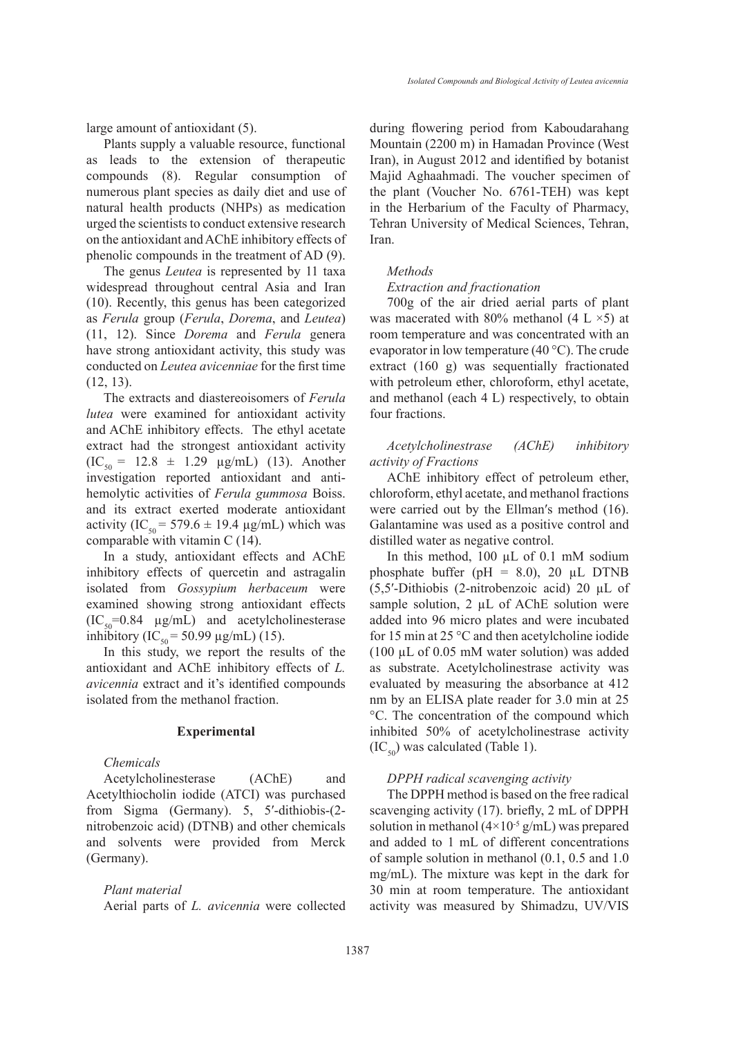large amount of antioxidant (5).

Plants supply a valuable resource, functional as leads to the extension of therapeutic compounds (8). Regular consumption of numerous plant species as daily diet and use of natural health products (NHPs) as medication urged the scientists to conduct extensive research on the antioxidant and AChE inhibitory effects of phenolic compounds in the treatment of AD (9).

The genus *Leutea* is represented by 11 taxa widespread throughout central Asia and Iran (10). Recently, this genus has been categorized as *Ferula* group (*Ferula*, *Dorema*, and *Leutea*) (11, 12). Since *Dorema* and *Ferula* genera have strong antioxidant activity, this study was conducted on *Leutea avicenniae* for the first time (12, 13).

The extracts and diastereoisomers of *Ferula lutea* were examined for antioxidant activity and AChE inhibitory effects. The ethyl acetate extract had the strongest antioxidant activity ($IC_{50}$ = 12.8 ± 1.29 µg/mL) (13). Another investigation reported antioxidant and anti-hemolytic activities of *Ferula gummosa* Boiss. and its extract exerted moderate antioxidant activity ($IC_{50}$ = 579.6 ± 19.4 µg/mL) which was comparable with vitamin C (14).

In a study, antioxidant effects and AChE inhibitory effects of quercetin and astragalin isolated from *Gossypium herbaceum* were examined showing strong antioxidant effects ($IC_{50}$=0.84 µg/mL) and acetylcholinesterase inhibitory ($IC_{50}$ = 50.99 µg/mL) (15).

In this study, we report the results of the antioxidant and AChE inhibitory effects of *L. avicennia* extract and it's identified compounds isolated from the methanol fraction.

## Experimental

### *Chemicals*

Acetylcholinesterase (AChE) and Acetylthiocholin iodide (ATCI) was purchased from Sigma (Germany). 5, 5′-dithiobis-(2-nitrobenzoic acid) (DTNB) and other chemicals and solvents were provided from Merck (Germany).

### *Plant material*

Aerial parts of *L. avicennia* were collected during flowering period from Kaboudarahang Mountain (2200 m) in Hamadan Province (West Iran), in August 2012 and identified by botanist Majid Aghaahmadi. The voucher specimen of the plant (Voucher No. 6761-TEH) was kept in the Herbarium of the Faculty of Pharmacy, Tehran University of Medical Sciences, Tehran, Iran.

### *Methods*

#### *Extraction and fractionation*

700g of the air dried aerial parts of plant was macerated with 80% methanol (4 L ×5) at room temperature and was concentrated with an evaporator in low temperature (40 °C). The crude extract (160 g) was sequentially fractionated with petroleum ether, chloroform, ethyl acetate, and methanol (each 4 L) respectively, to obtain four fractions.

#### *Acetylcholinestrase (AChE) inhibitory activity of Fractions*

AChE inhibitory effect of petroleum ether, chloroform, ethyl acetate, and methanol fractions were carried out by the Ellman′s method (16). Galantamine was used as a positive control and distilled water as negative control.

In this method, 100 µL of 0.1 mM sodium phosphate buffer (pH = 8.0), 20 µL DTNB (5,5′-Dithiobis (2-nitrobenzoic acid) 20 µL of sample solution, 2 µL of AChE solution were added into 96 micro plates and were incubated for 15 min at 25 °C and then acetylcholine iodide (100 µL of 0.05 mM water solution) was added as substrate. Acetylcholinestrase activity was evaluated by measuring the absorbance at 412 nm by an ELISA plate reader for 3.0 min at 25 °C. The concentration of the compound which inhibited 50% of acetylcholinestrase activity ($IC_{50}$) was calculated (Table 1).

#### *DPPH radical scavenging activity*

The DPPH method is based on the free radical scavenging activity (17). briefly, 2 mL of DPPH solution in methanol ($4×10^{-5}$ g/mL) was prepared and added to 1 mL of different concentrations of sample solution in methanol (0.1, 0.5 and 1.0 mg/mL). The mixture was kept in the dark for 30 min at room temperature. The antioxidant activity was measured by Shimadzu, UV/VIS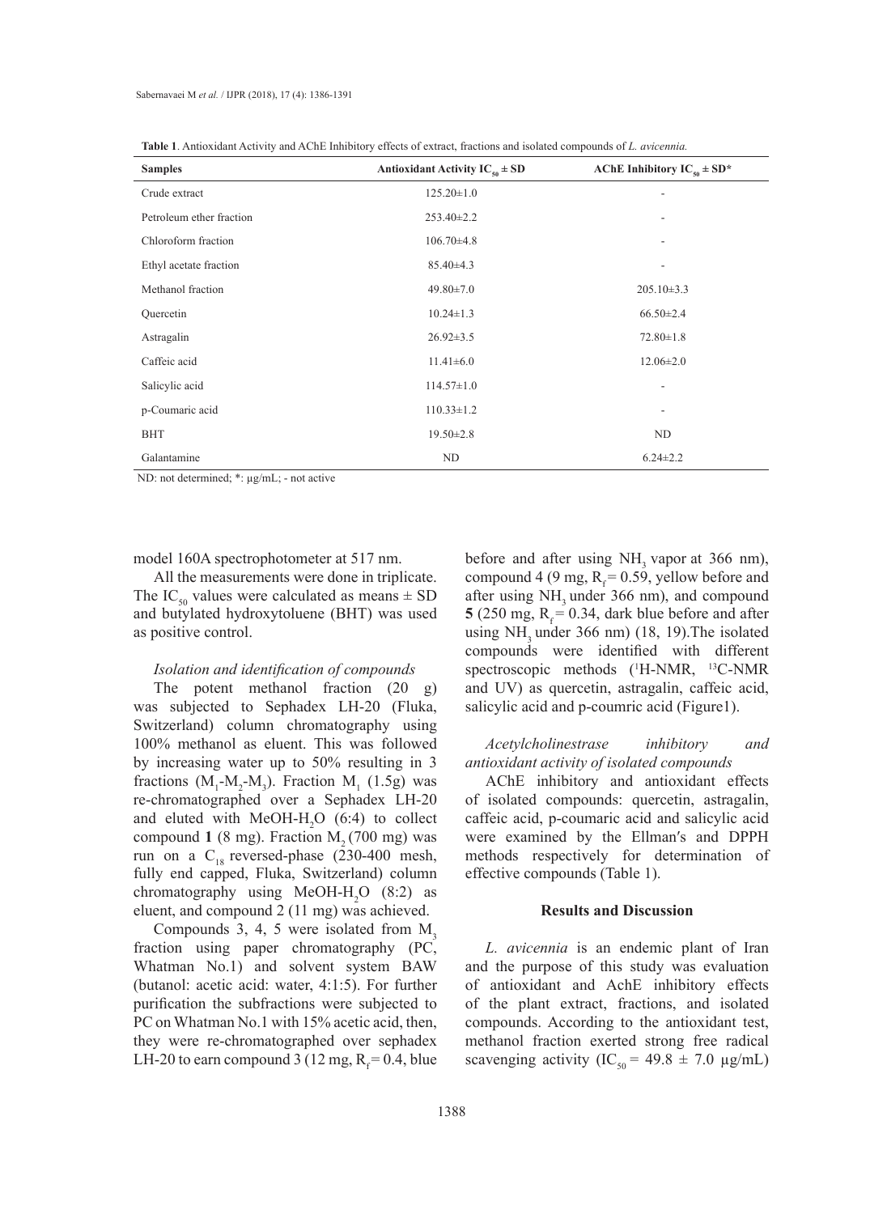**Table 1**. Antioxidant Activity and AChE Inhibitory effects of extract, fractions and isolated compounds of *L. avicennia.*

| Samples | Antioxidant Activity $IC_{50}$ ± SD | AChE Inhibitory $IC_{50}$ ± SD* |
|---|---|---|
| Crude extract | 125.20±1.0 | - |
| Petroleum ether fraction | 253.40±2.2 | - |
| Chloroform fraction | 106.70±4.8 | - |
| Ethyl acetate fraction | 85.40±4.3 | - |
| Methanol fraction | 49.80±7.0 | 205.10±3.3 |
| Quercetin | 10.24±1.3 | 66.50±2.4 |
| Astragalin | 26.92±3.5 | 72.80±1.8 |
| Caffeic acid | 11.41±6.0 | 12.06±2.0 |
| Salicylic acid | 114.57±1.0 | - |
| p-Coumaric acid | 110.33±1.2 | - |
| BHT | 19.50±2.8 | ND |
| Galantamine | ND | 6.24±2.2 |

ND: not determined; *: µg/mL; - not active

model 160A spectrophotometer at 517 nm.

All the measurements were done in triplicate. The $IC_{50}$ values were calculated as means ± SD and butylated hydroxytoluene (BHT) was used as positive control.

*Isolation and identification of compounds*

The potent methanol fraction (20 g) was subjected to Sephadex LH-20 (Fluka, Switzerland) column chromatography using 100% methanol as eluent. This was followed by increasing water up to 50% resulting in 3 fractions ($M_1$-$M_2$-$M_3$). Fraction $M_1$ (1.5g) was re-chromatographed over a Sephadex LH-20 and eluted with MeOH-$H_2O$ (6:4) to collect compound **1** (8 mg). Fraction $M_2$ (700 mg) was run on a $C_{18}$ reversed-phase (230-400 mesh, fully end capped, Fluka, Switzerland) column chromatography using MeOH-$H_2O$ (8:2) as eluent, and compound 2 (11 mg) was achieved.

Compounds 3, 4, 5 were isolated from $M_3$ fraction using paper chromatography (PC, Whatman No.1) and solvent system BAW (butanol: acetic acid: water, 4:1:5). For further purification the subfractions were subjected to PC on Whatman No.1 with 15% acetic acid, then, they were re-chromatographed over sephadex LH-20 to earn compound 3 (12 mg, $R_f$ = 0.4, blue before and after using $NH_3$ vapor at 366 nm), compound 4 (9 mg, $R_f$ = 0.59, yellow before and after using $NH_3$ under 366 nm), and compound **5** (250 mg, $R_f$ = 0.34, dark blue before and after using $NH_3$ under 366 nm) (18, 19).The isolated compounds were identified with different spectroscopic methods ($^1$H-NMR, $^{13}$C-NMR and UV) as quercetin, astragalin, caffeic acid, salicylic acid and p-coumric acid (Figure1).

*Acetylcholinestrase inhibitory and antioxidant activity of isolated compounds*

AChE inhibitory and antioxidant effects of isolated compounds: quercetin, astragalin, caffeic acid, p-coumaric acid and salicylic acid were examined by the Ellman′s and DPPH methods respectively for determination of effective compounds (Table 1).

## Results and Discussion

*L. avicennia* is an endemic plant of Iran and the purpose of this study was evaluation of antioxidant and AchE inhibitory effects of the plant extract, fractions, and isolated compounds. According to the antioxidant test, methanol fraction exerted strong free radical scavenging activity ($IC_{50}$ = 49.8 ± 7.0 µg/mL)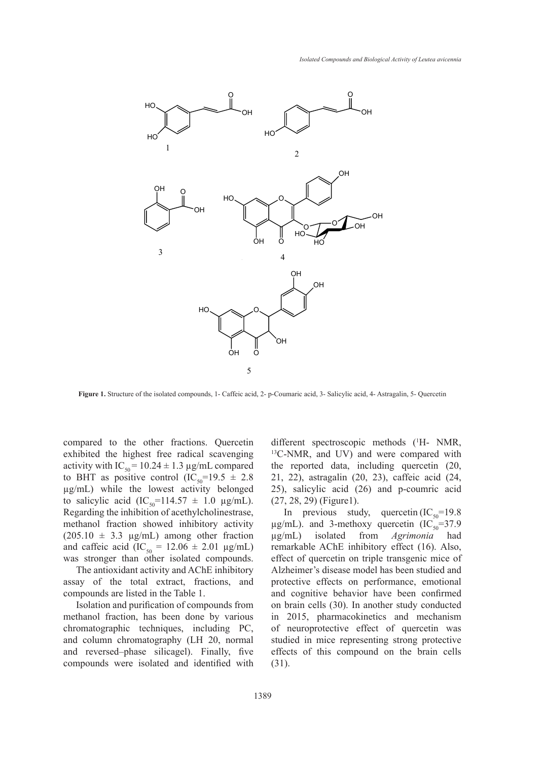**Figure 1.** Structure of the isolated compounds, 1- Caffeic acid, 2- p-Coumaric acid, 3- Salicylic acid, 4- Astragalin, 5- Quercetin

compared to the other fractions. Quercetin exhibited the highest free radical scavenging activity with $IC_{50} = 10.24 \pm 1.3$ µg/mL compared to BHT as positive control ($IC_{50}$=19.5 ± 2.8 µg/mL) while the lowest activity belonged to salicylic acid ($IC_{50}$=114.57 ± 1.0 µg/mL). Regarding the inhibition of acethylcholinestrase, methanol fraction showed inhibitory activity (205.10 ± 3.3 µg/mL) among other fraction and caffeic acid ($IC_{50}$ = 12.06 ± 2.01 µg/mL) was stronger than other isolated compounds.

The antioxidant activity and AChE inhibitory assay of the total extract, fractions, and compounds are listed in the Table 1.

Isolation and purification of compounds from methanol fraction, has been done by various chromatographic techniques, including PC, and column chromatography (LH 20, normal and reversed–phase silicagel). Finally, five compounds were isolated and identified with different spectroscopic methods ($^{1}$H- NMR, $^{13}$C-NMR, and UV) and were compared with the reported data, including quercetin (20, 21, 22), astragalin (20, 23), caffeic acid (24, 25), salicylic acid (26) and p-coumric acid (27, 28, 29) (Figure1).

In previous study, quercetin ($IC_{50}$=19.8 µg/mL). and 3-methoxy quercetin ($IC_{50}$=37.9 µg/mL) isolated from *Agrimonia* had remarkable AChE inhibitory effect (16). Also, effect of quercetin on triple transgenic mice of Alzheimer's disease model has been studied and protective effects on performance, emotional and cognitive behavior have been confirmed on brain cells (30). In another study conducted in 2015, pharmacokinetics and mechanism of neuroprotective effect of quercetin was studied in mice representing strong protective effects of this compound on the brain cells (31).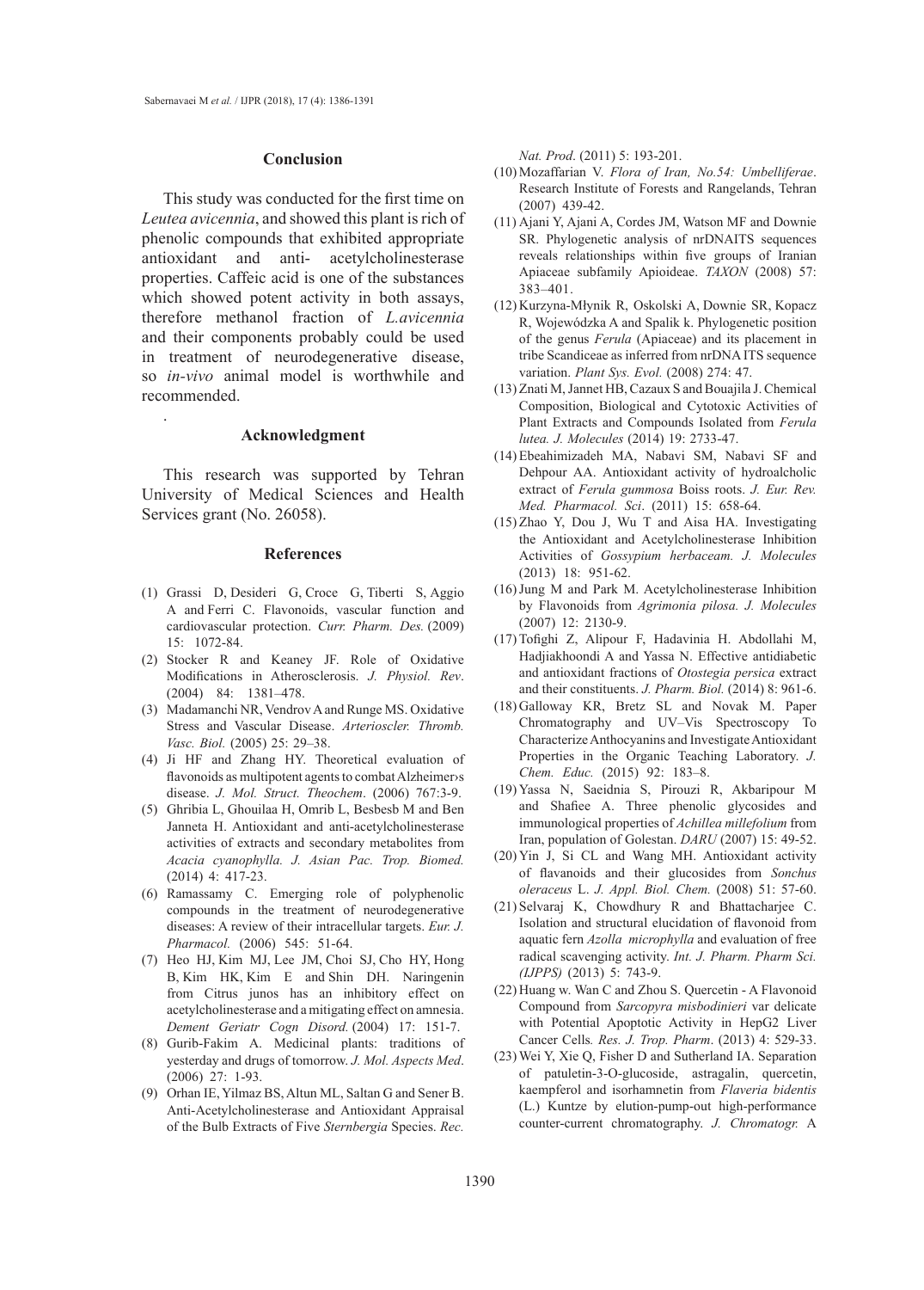## Conclusion

This study was conducted for the first time on *Leutea avicennia*, and showed this plant is rich of phenolic compounds that exhibited appropriate antioxidant and anti- acetylcholinesterase properties. Caffeic acid is one of the substances which showed potent activity in both assays, therefore methanol fraction of *L.avicennia* and their components probably could be used in treatment of neurodegenerative disease, so *in-vivo* animal model is worthwhile and recommended.

.

## Acknowledgment

This research was supported by Tehran University of Medical Sciences and Health Services grant (No. 26058).

## References

(1) Grassi D, Desideri G, Croce G, Tiberti S, Aggio A and Ferri C. Flavonoids, vascular function and cardiovascular protection. *Curr. Pharm. Des.* (2009) 15: 1072-84.

(2) Stocker R and Keaney JF. Role of Oxidative Modifications in Atherosclerosis. *J. Physiol. Rev*. (2004) 84: 1381–478.

(3) Madamanchi NR, Vendrov A and Runge MS. Oxidative Stress and Vascular Disease. *Arterioscler. Thromb. Vasc. Biol.* (2005) 25: 29–38.

(4) Ji HF and Zhang HY. Theoretical evaluation of flavonoids as multipotent agents to combat Alzheimer›s disease. *J. Mol. Struct. Theochem*. (2006) 767:3-9.

(5) Ghribia L, Ghouilaa H, Omrib L, Besbesb M and Ben Janneta H. Antioxidant and anti-acetylcholinesterase activities of extracts and secondary metabolites from *Acacia cyanophylla. J. Asian Pac. Trop. Biomed.* (2014) 4: 417-23.

(6) Ramassamy C. Emerging role of polyphenolic compounds in the treatment of neurodegenerative diseases: A review of their intracellular targets. *Eur. J. Pharmacol.* (2006) 545: 51-64.

(7) Heo HJ, Kim MJ, Lee JM, Choi SJ, Cho HY, Hong B, Kim HK, Kim E and Shin DH. Naringenin from Citrus junos has an inhibitory effect on acetylcholinesterase and a mitigating effect on amnesia. *Dement Geriatr Cogn Disord.* (2004) 17: 151-7.

(8) Gurib-Fakim A. Medicinal plants: traditions of yesterday and drugs of tomorrow. *J. Mol. Aspects Med*. (2006) 27: 1-93.

(9) Orhan IE, Yilmaz BS, Altun ML, Saltan G and Sener B. Anti-Acetylcholinesterase and Antioxidant Appraisal of the Bulb Extracts of Five *Sternbergia* Species. *Rec. Nat. Prod*. (2011) 5: 193-201.

(10) Mozaffarian V. *Flora of Iran, No.54: Umbelliferae*. Research Institute of Forests and Rangelands, Tehran (2007) 439-42.

(11) Ajani Y, Ajani A, Cordes JM, Watson MF and Downie SR. Phylogenetic analysis of nrDNAITS sequences reveals relationships within five groups of Iranian Apiaceae subfamily Apioideae. *TAXON* (2008) 57: 383–401.

(12) Kurzyna-Młynik R, Oskolski A, Downie SR, Kopacz R, Wojewódzka A and Spalik k. Phylogenetic position of the genus *Ferula* (Apiaceae) and its placement in tribe Scandiceae as inferred from nrDNA ITS sequence variation. *Plant Sys. Evol.* (2008) 274: 47.

(13) Znati M, Jannet HB, Cazaux S and Bouajila J. Chemical Composition, Biological and Cytotoxic Activities of Plant Extracts and Compounds Isolated from *Ferula lutea. J. Molecules* (2014) 19: 2733-47.

(14) Ebeahimizadeh MA, Nabavi SM, Nabavi SF and Dehpour AA. Antioxidant activity of hydroalcholic extract of *Ferula gummosa* Boiss roots. *J. Eur. Rev. Med. Pharmacol. Sci*. (2011) 15: 658-64.

(15) Zhao Y, Dou J, Wu T and Aisa HA. Investigating the Antioxidant and Acetylcholinesterase Inhibition Activities of *Gossypium herbaceam. J. Molecules* (2013) 18: 951-62.

(16) Jung M and Park M. Acetylcholinesterase Inhibition by Flavonoids from *Agrimonia pilosa. J. Molecules* (2007) 12: 2130-9.

(17) Tofighi Z, Alipour F, Hadavinia H. Abdollahi M, Hadjiakhoondi A and Yassa N. Effective antidiabetic and antioxidant fractions of *Otostegia persica* extract and their constituents. *J. Pharm. Biol.* (2014) 8: 961-6.

(18) Galloway KR, Bretz SL and Novak M. Paper Chromatography and UV–Vis Spectroscopy To Characterize Anthocyanins and Investigate Antioxidant Properties in the Organic Teaching Laboratory. *J. Chem. Educ.* (2015) 92: 183–8.

(19) Yassa N, Saeidnia S, Pirouzi R, Akbaripour M and Shafiee A. Three phenolic glycosides and immunological properties of *Achillea millefolium* from Iran, population of Golestan. *DARU* (2007) 15: 49-52.

(20) Yin J, Si CL and Wang MH. Antioxidant activity of flavanoids and their glucosides from *Sonchus oleraceus* L. *J. Appl. Biol. Chem.* (2008) 51: 57-60.

(21) Selvaraj K, Chowdhury R and Bhattacharjee C. Isolation and structural elucidation of flavonoid from aquatic fern *Azolla microphylla* and evaluation of free radical scavenging activity. *Int. J. Pharm. Pharm Sci. (IJPPS)* (2013) 5: 743-9.

(22) Huang w. Wan C and Zhou S. Quercetin - A Flavonoid Compound from *Sarcopyra misbodinieri* var delicate with Potential Apoptotic Activity in HepG2 Liver Cancer Cells. *Res. J. Trop. Pharm*. (2013) 4: 529-33.

(23) Wei Y, Xie Q, Fisher D and Sutherland IA. Separation of patuletin-3-O-glucoside, astragalin, quercetin, kaempferol and isorhamnetin from *Flaveria bidentis* (L.) Kuntze by elution-pump-out high-performance counter-current chromatography. *J. Chromatogr.* A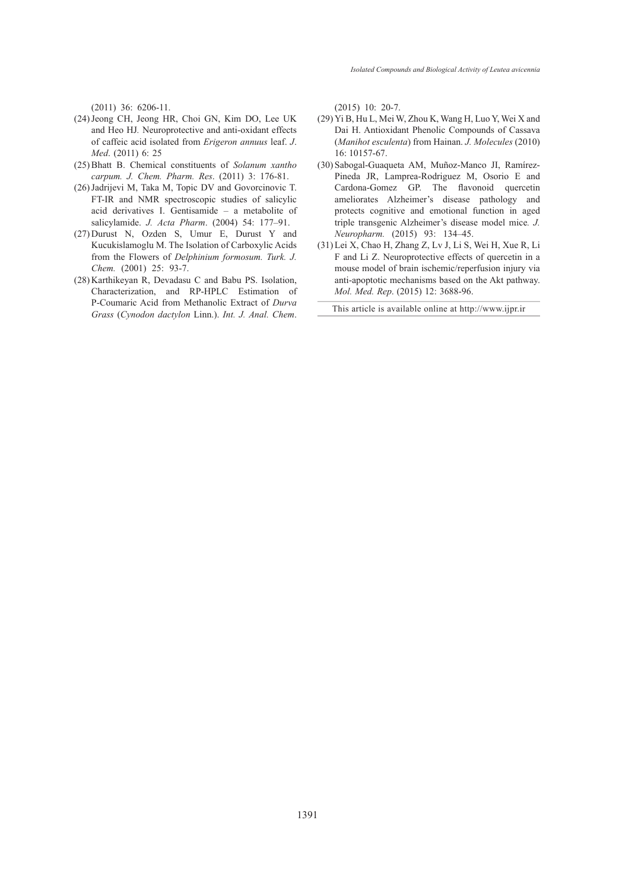(2011) 36: 6206-11.

(24) Jeong CH, Jeong HR, Choi GN, Kim DO, Lee UK and Heo HJ. Neuroprotective and anti-oxidant effects of caffeic acid isolated from *Erigeron annuus* leaf. *J. Med.* (2011) 6: 25

(25) Bhatt B. Chemical constituents of *Solanum xantho carpum. J. Chem. Pharm. Res*. (2011) 3: 176-81.

(26) Jadrijevi M, Taka M, Topic DV and Govorcinovic T. FT-IR and NMR spectroscopic studies of salicylic acid derivatives I. Gentisamide – a metabolite of salicylamide. *J. Acta Pharm*. (2004) 54: 177–91.

(27) Durust N, Ozden S, Umur E, Durust Y and Kucukislamoglu M. The Isolation of Carboxylic Acids from the Flowers of *Delphinium formosum. Turk. J. Chem.* (2001) 25: 93-7.

(28) Karthikeyan R, Devadasu C and Babu PS. Isolation, Characterization, and RP-HPLC Estimation of P-Coumaric Acid from Methanolic Extract of *Durva Grass* (*Cynodon dactylon* Linn.). *Int. J. Anal. Chem*. (2015) 10: 20-7.

(29) Yi B, Hu L, Mei W, Zhou K, Wang H, Luo Y, Wei X and Dai H. Antioxidant Phenolic Compounds of Cassava (*Manihot esculenta*) from Hainan. *J. Molecules* (2010) 16: 10157-67.

(30) Sabogal-Guaqueta AM, Muñoz-Manco JI, Ramírez-Pineda JR, Lamprea-Rodriguez M, Osorio E and Cardona-Gomez GP. The flavonoid quercetin ameliorates Alzheimer's disease pathology and protects cognitive and emotional function in aged triple transgenic Alzheimer's disease model mice. *J. Neuropharm.* (2015) 93: 134–45.

(31) Lei X, Chao H, Zhang Z, Lv J, Li S, Wei H, Xue R, Li F and Li Z. Neuroprotective effects of quercetin in a mouse model of brain ischemic/reperfusion injury via anti-apoptotic mechanisms based on the Akt pathway. *Mol. Med. Rep*. (2015) 12: 3688-96.

This article is available online at http://www.ijpr.ir